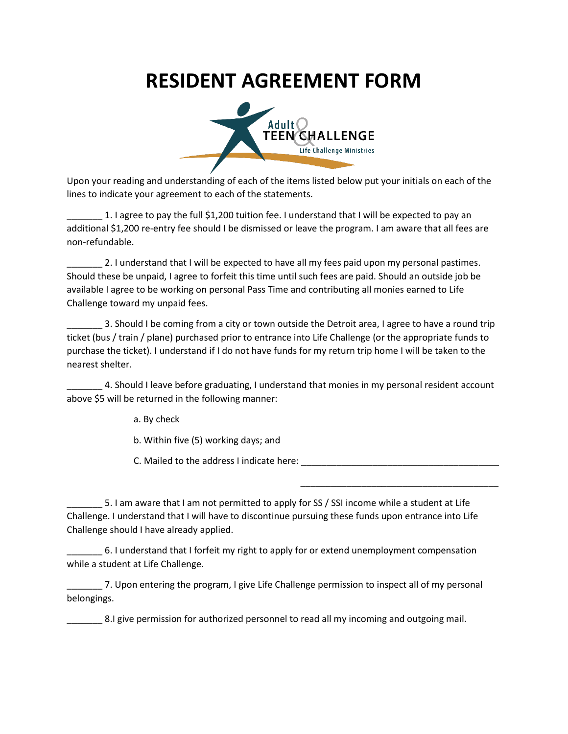# RESIDENT AGREEMENT FORM

Adult & TEEN CHALLENGE
Life Challenge Ministries

Upon your reading and understanding of each of the items listed below put your initials on each of the lines to indicate your agreement to each of the statements.

_______ 1. I agree to pay the full $1,200 tuition fee. I understand that I will be expected to pay an additional $1,200 re-entry fee should I be dismissed or leave the program. I am aware that all fees are non-refundable.

_______ 2. I understand that I will be expected to have all my fees paid upon my personal pastimes. Should these be unpaid, I agree to forfeit this time until such fees are paid. Should an outside job be available I agree to be working on personal Pass Time and contributing all monies earned to Life Challenge toward my unpaid fees.

_______ 3. Should I be coming from a city or town outside the Detroit area, I agree to have a round trip ticket (bus / train / plane) purchased prior to entrance into Life Challenge (or the appropriate funds to purchase the ticket). I understand if I do not have funds for my return trip home I will be taken to the nearest shelter.

_______ 4. Should I leave before graduating, I understand that monies in my personal resident account above $5 will be returned in the following manner:

a. By check

b. Within five (5) working days; and

C. Mailed to the address I indicate here: ________________________________________

________________________________________

_______ 5. I am aware that I am not permitted to apply for SS / SSI income while a student at Life Challenge. I understand that I will have to discontinue pursuing these funds upon entrance into Life Challenge should I have already applied.

_______ 6. I understand that I forfeit my right to apply for or extend unemployment compensation while a student at Life Challenge.

_______ 7. Upon entering the program, I give Life Challenge permission to inspect all of my personal belongings.

_______ 8.I give permission for authorized personnel to read all my incoming and outgoing mail.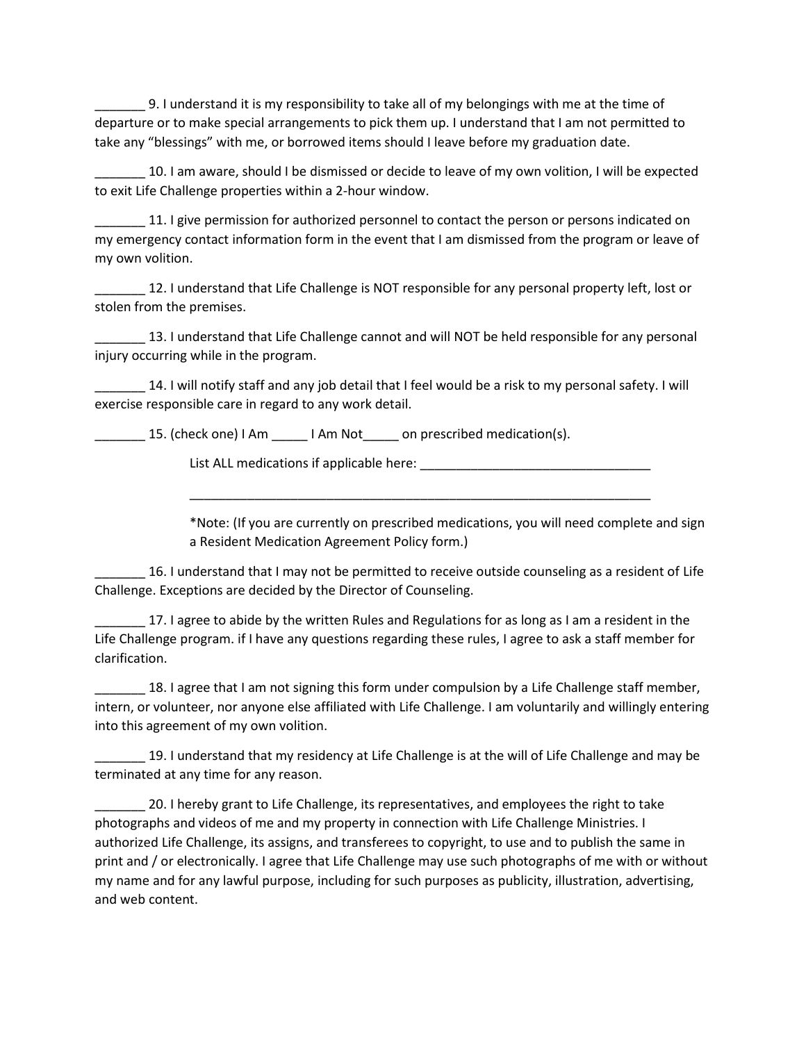_______ 9. I understand it is my responsibility to take all of my belongings with me at the time of departure or to make special arrangements to pick them up. I understand that I am not permitted to take any "blessings" with me, or borrowed items should I leave before my graduation date.

_______ 10. I am aware, should I be dismissed or decide to leave of my own volition, I will be expected to exit Life Challenge properties within a 2-hour window.

_______ 11. I give permission for authorized personnel to contact the person or persons indicated on my emergency contact information form in the event that I am dismissed from the program or leave of my own volition.

_______ 12. I understand that Life Challenge is NOT responsible for any personal property left, lost or stolen from the premises.

_______ 13. I understand that Life Challenge cannot and will NOT be held responsible for any personal injury occurring while in the program.

_______ 14. I will notify staff and any job detail that I feel would be a risk to my personal safety. I will exercise responsible care in regard to any work detail.

_______ 15. (check one) I Am _____ I Am Not_____ on prescribed medication(s).

> List ALL medications if applicable here: ________________________________
>
> ________________________________________________________________
>
> *Note: (If you are currently on prescribed medications, you will need complete and sign a Resident Medication Agreement Policy form.)

_______ 16. I understand that I may not be permitted to receive outside counseling as a resident of Life Challenge. Exceptions are decided by the Director of Counseling.

_______ 17. I agree to abide by the written Rules and Regulations for as long as I am a resident in the Life Challenge program. if I have any questions regarding these rules, I agree to ask a staff member for clarification.

_______ 18. I agree that I am not signing this form under compulsion by a Life Challenge staff member, intern, or volunteer, nor anyone else affiliated with Life Challenge. I am voluntarily and willingly entering into this agreement of my own volition.

_______ 19. I understand that my residency at Life Challenge is at the will of Life Challenge and may be terminated at any time for any reason.

_______ 20. I hereby grant to Life Challenge, its representatives, and employees the right to take photographs and videos of me and my property in connection with Life Challenge Ministries. I authorized Life Challenge, its assigns, and transferees to copyright, to use and to publish the same in print and / or electronically. I agree that Life Challenge may use such photographs of me with or without my name and for any lawful purpose, including for such purposes as publicity, illustration, advertising, and web content.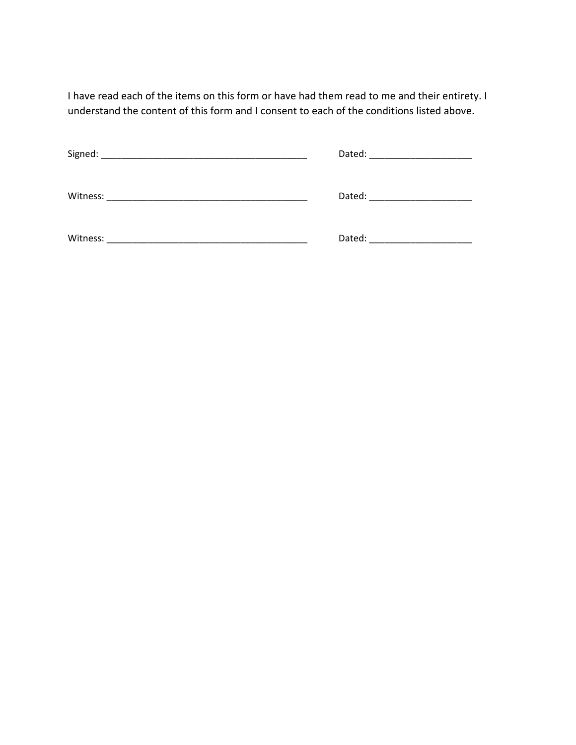I have read each of the items on this form or have had them read to me and their entirety. I understand the content of this form and I consent to each of the conditions listed above.

Signed: ________________________________________ Dated: ____________________

Witness: _______________________________________ Dated: ____________________

Witness: _______________________________________ Dated: ____________________